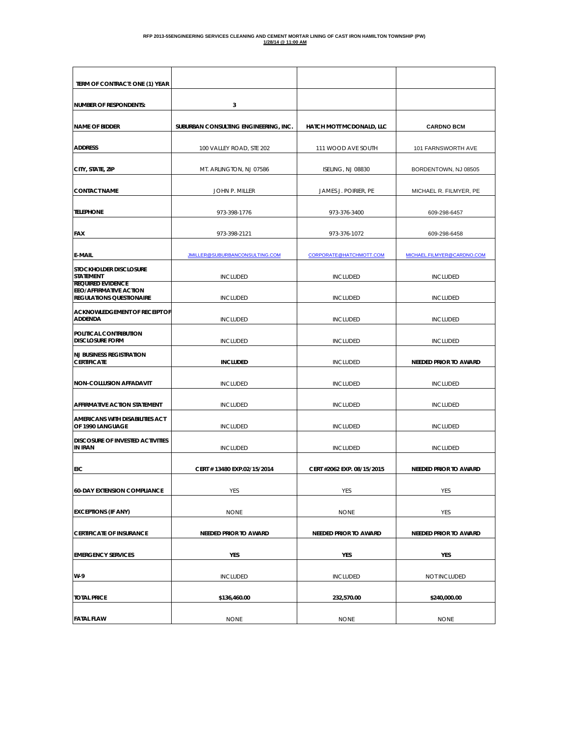**RFP 2013-55ENGINEERING SERVICES CLEANING AND CEMENT MORTAR LINING OF CAST IRON HAMILTON TOWNSHIP (PW)**
**1/28/14 @ 11:00 AM**

| TERM OF CONTRACT: ONE (1) YEAR | | | |
|---|---|---|---|
| NUMBER OF RESPONDENTS: | 3 | | |
| NAME OF BIDDER | SUBURBAN CONSULTING ENGINEERING, INC. | HATCH MOTT MCDONALD, LLC | CARDNO BCM |
| ADDRESS | 100 VALLEY ROAD, STE 202 | 111 WOOD AVE SOUTH | 101 FARNSWORTH AVE |
| CITY, STATE, ZIP | MT. ARLINGTON, NJ 07586 | ISELING, NJ 08830 | BORDENTOWN, NJ 08505 |
| CONTACT NAME | JOHN P. MILLER | JAMES J. POIRIER, PE | MICHAEL R. FILMYER, PE |
| TELEPHONE | 973-398-1776 | 973-376-3400 | 609-298-6457 |
| FAX | 973-398-2121 | 973-376-1072 | 609-298-6458 |
| E-MAIL | JMILLER@SUBURBANCONSULTING.COM | CORPORATE@HATCHMOTT.COM | MICHAEL.FILMYER@CARDNO.COM |
| STOCKHOLDER DISCLOSURE STATEMENT | INCLUDED | INCLUDED | INCLUDED |
| REQUIRED EVIDENCE EEO/AFFIRMATIVE ACTION REGULATIONS QUESTIONAIRE | INCLUDED | INCLUDED | INCLUDED |
| ACKNOWLEDGEMENT OF RECEIPT OF ADDENDA | INCLUDED | INCLUDED | INCLUDED |
| POLITICAL CONTRIBUTION DISCLOSURE FORM | INCLUDED | INCLUDED | INCLUDED |
| NJ BUSINESS REGISTRATION CERTIFICATE | INCLUDED | INCLUDED | NEEDED PRIOR TO AWARD |
| NON-COLLUSION AFFADAVIT | INCLUDED | INCLUDED | INCLUDED |
| AFFIRMATIVE ACTION STATEMENT | INCLUDED | INCLUDED | INCLUDED |
| AMERICANS WITH DISABILITIES ACT OF 1990 LANGUAGE | INCLUDED | INCLUDED | INCLUDED |
| DISCOSURE OF INVESTED ACTIVITIES IN IRAN | INCLUDED | INCLUDED | INCLUDED |
| EIC | CERT # 13480 EXP.02/15/2014 | CERT #2062 EXP. 08/15/2015 | NEEDED PRIOR TO AWARD |
| 60-DAY EXTENSION COMPLIANCE | YES | YES | YES |
| EXCEPTIONS (IF ANY) | NONE | NONE | YES |
| CERTIFICATE OF INSURANCE | NEEDED PRIOR TO AWARD | NEEDED PRIOR TO AWARD | NEEDED PRIOR TO AWARD |
| EMERGENCY SERVICES | YES | YES | YES |
| W-9 | INCLUDED | INCLUDED | NOT INCLUDED |
| TOTAL PRICE | $136,460.00 | 232,570.00 | $240,000.00 |
| FATAL FLAW | NONE | NONE | NONE |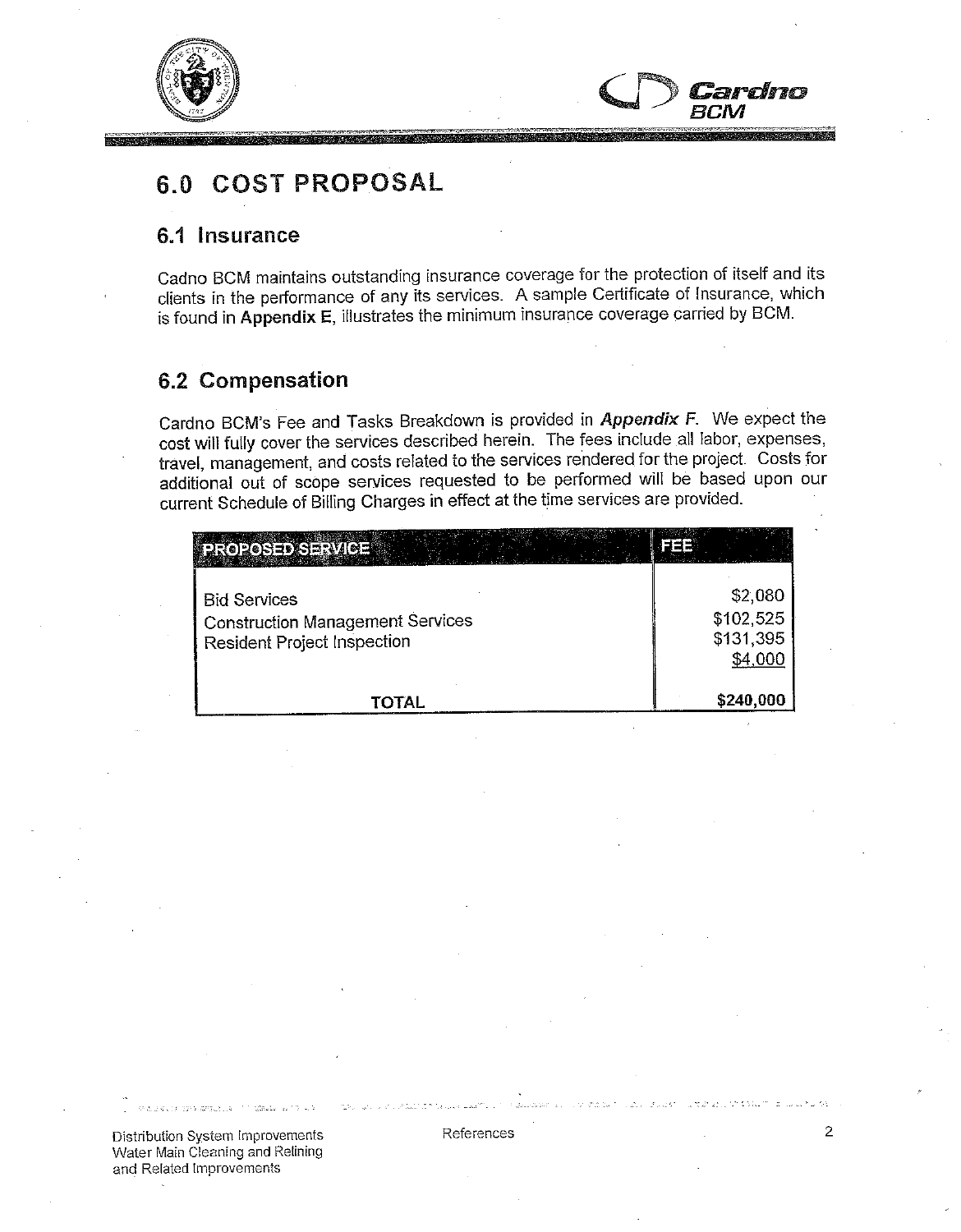# 6.0 COST PROPOSAL

## 6.1 Insurance

Cadno BCM maintains outstanding insurance coverage for the protection of itself and its clients in the performance of any its services. A sample Certificate of Insurance, which is found in **Appendix E**, illustrates the minimum insurance coverage carried by BCM.

## 6.2 Compensation

Cardno BCM's Fee and Tasks Breakdown is provided in ***Appendix F***. We expect the cost will fully cover the services described herein. The fees include all labor, expenses, travel, management, and costs related to the services rendered for the project. Costs for additional out of scope services requested to be performed will be based upon our current Schedule of Billing Charges in effect at the time services are provided.

| PROPOSED SERVICE | FEE |
|---|---|
| Bid Services | $2,080 |
| Construction Management Services | $102,525 |
| Resident Project Inspection | $131,395 |
| | $4,000 |
| **TOTAL** | **$240,000** |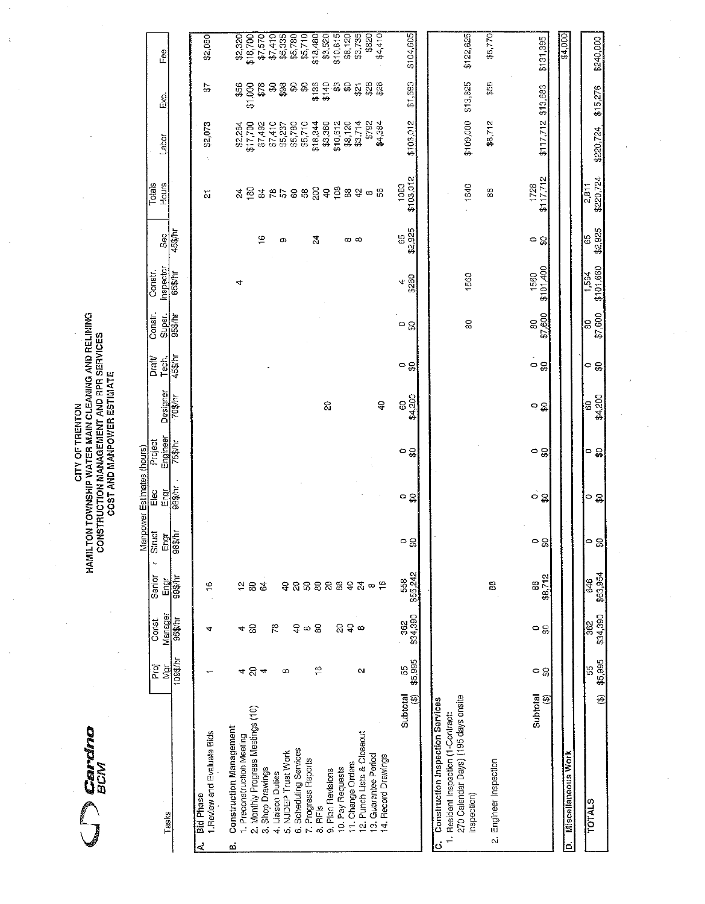# CITY OF TRENTON
## HAMILTON TOWNSHIP WATER MAIN CLEANING AND RELINING
## CONSTRUCTION MANAGEMENT AND RPR SERVICES
## COST AND MANPOWER ESTIMATE

**Cardno BCM**

| Tasks | Manpower Estimates (hours) | | | | | | | | | | | Totals | | | |
|---|---|---|---|---|---|---|---|---|---|---|---|---|---|---|---|
| | Proj Mgr | Const. Manager | Senior Engr | Struct Engr | Elec Engr | Project Engineer | Designer | Draft/ Tech. | Constr. Super. | Constr. Inspector | Sec | Hours | Labor | Exp. | Fee |
| | 108$/hr | 95$/hr | 99$/hr | 98$/hr | 98$/hr | 75$/hr | 70$/hr | 45$/hr | 95$/hr | 65$/hr | 45$/hr | | | | |
| **A. Bid Phase** | | | | | | | | | | | | | | | |
| 1. Review and Evaluate Bids | 1 | 4 | 16 | | | | | | | | | 21 | $2,073 | $7 | $2,080 |
| **B. Construction Management** | | | | | | | | | | | | | | | |
| 1. Preconstruction Meeting | 4 | 4 | 12 | | | | | | | 4 | | 24 | $2,264 | $56 | $2,320 |
| 2. Monthly Progress Meetings (10) | 20 | 80 | 80 | | | | | | | | | 180 | $17,700 | $1,000 | $18,700 |
| 3. Shop Drawings | 4 | | 64 | | | | | | | | 16 | 84 | $7,492 | $78 | $7,570 |
| 4. Liaison Duties | | 78 | | | | | | | | | | 78 | $7,410 | $0 | $7,410 |
| 5. NJDEP Trust Work | 8 | | 40 | | | | | | | | 9 | 57 | $5,237 | $98 | $5,335 |
| 6. Scheduling Services | | 40 | 20 | | | | | | | | | 60 | $5,780 | $0 | $5,780 |
| 7. Progress Reports | | 8 | 50 | | | | | | | | | 58 | $5,710 | $0 | $5,710 |
| 8. RFIs | 16 | 80 | 80 | | | | | | | | 24 | 200 | $18,344 | $136 | $18,480 |
| 9. Plan Revisions | | | 20 | | | | 20 | | | | | 40 | $3,380 | $140 | $3,520 |
| 10. Pay Requests | | 20 | 88 | | | | | | | | | 108 | $10,612 | $3 | $10,615 |
| 11. Change Orders | | 40 | 40 | | | | | | | | 8 | 88 | $8,120 | $0 | $8,120 |
| 12. Punch Lists & Closeout | 2 | 8 | 24 | | | | | | | | 8 | 42 | $3,714 | $21 | $3,735 |
| 13. Guarantee Period | | | 8 | | | | | | | | | 8 | $792 | $28 | $820 |
| 14. Record Drawings | | | 16 | | | | 40 | | | | | 56 | $4,384 | $26 | $4,410 |
| Subtotal | 55 | 362 | 558 | 0 | 0 | 0 | 60 | 0 | 0 | 4 | 65 | 1063 | | | |
| ($) | $5,995 | $34,390 | $55,242 | $0 | $0 | $0 | $4,200 | $0 | $0 | $260 | $2,925 | $103,012 | $103,012 | $1,593 | $104,605 |
| **C. Construction Inspection Services** | | | | | | | | | | | | | | | |
| 1. Resident Inspection (1-Contract: 270 Calendar Days) (195 days onsite inspection) | | | | | | | | | 80 | 1560 | | 1640 | $109,000 | $13,625 | $122,625 |
| 2. Engineer Inspection | | | 88 | | | | | | | | | 88 | $8,712 | $58 | $8,770 |
| Subtotal | 0 | 0 | 88 | 0 | 0 | 0 | 0 | 0 | 80 | 1560 | 0 | 1728 | | | |
| ($) | $0 | $0 | $8,712 | $0 | $0 | $0 | $0 | $0 | $7,600 | $101,400 | $0 | $117,712 | $117,712 | $13,683 | $131,395 |
| **D. Miscellaneous Work** | | | | | | | | | | | | | | | $4,000 |
| **TOTALS** | 55 | 362 | 646 | 0 | 0 | 0 | 60 | 0 | 80 | 1,564 | 65 | 2,811 | | | |
| ($) | $5,995 | $34,390 | $63,954 | $0 | $0 | $0 | $4,200 | $0 | $7,600 | $101,660 | $2,925 | $220,724 | $220,724 | $15,276 | $240,000 |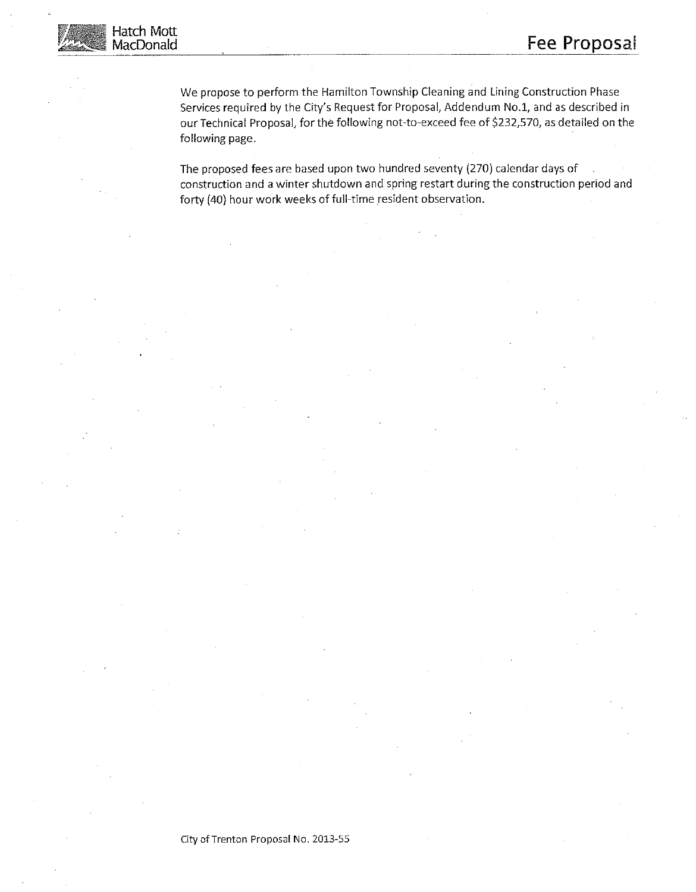# Fee Proposal

We propose to perform the Hamilton Township Cleaning and Lining Construction Phase Services required by the City's Request for Proposal, Addendum No.1, and as described in our Technical Proposal, for the following not-to-exceed fee of $232,570, as detailed on the following page.

The proposed fees are based upon two hundred seventy (270) calendar days of construction and a winter shutdown and spring restart during the construction period and forty (40) hour work weeks of full-time resident observation.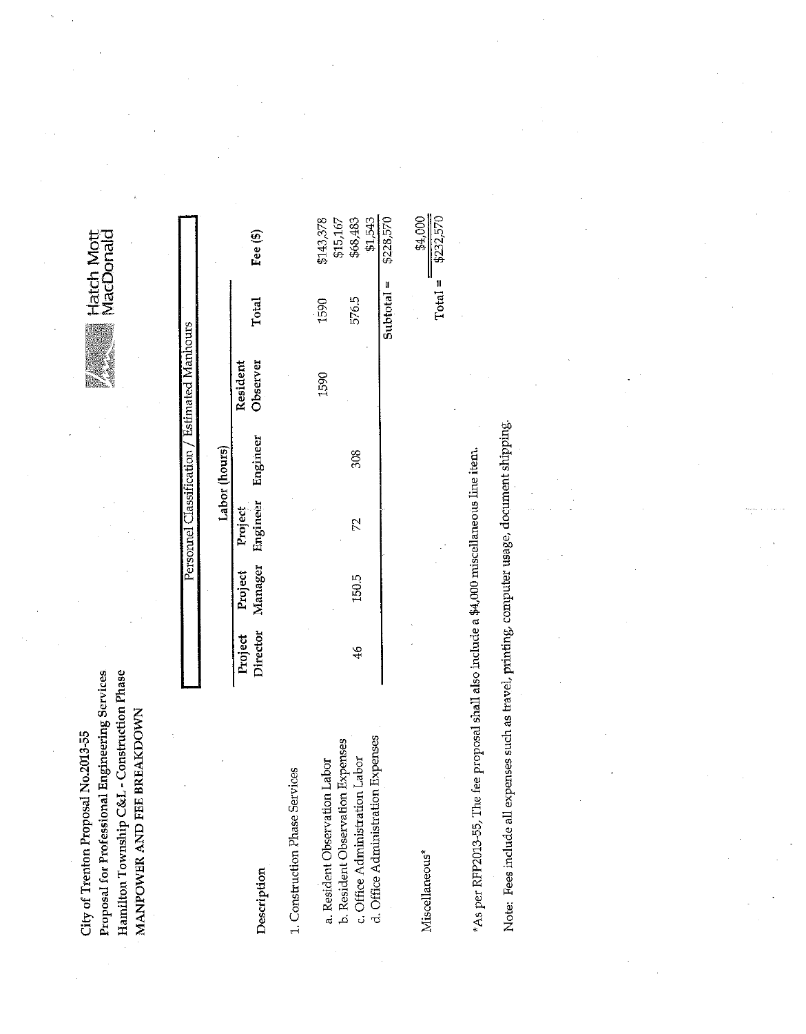City of Trenton Proposal No.2013-55
Proposal for Professional Engineering Services
Hamilton Township C&L - Construction Phase
**MANPOWER AND FEE BREAKDOWN**

Hatch Mott MacDonald

| Description | Personnel Classification / Estimated Manhours | | | | | | |
|---|---|---|---|---|---|---|---|
| | Labor (hours) | | | | | | |
| | Project Director | Project Manager | Project Engineer | Engineer | Resident Observer | Total | Fee ($) |
| 1. Construction Phase Services | | | | | | | |
| a. Resident Observation Labor | | | | | 1590 | 1590 | $143,378 |
| b. Resident Observation Expenses | | | | | | | $15,167 |
| c. Office Administration Labor | 46 | 150.5 | 72 | 308 | | 576.5 | $68,483 |
| d. Office Administration Expenses | | | | | | | $1,543 |
| | | | | | | Subtotal = | $228,570 |
| Miscellaneous* | | | | | | | $4,000 |
| | | | | | | Total = | $232,570 |

*As per RFP2013-55, The fee proposal shall also include a $4,000 miscellaneous line item.

Note: Fees include all expenses such as travel, printing, computer usage, document shipping.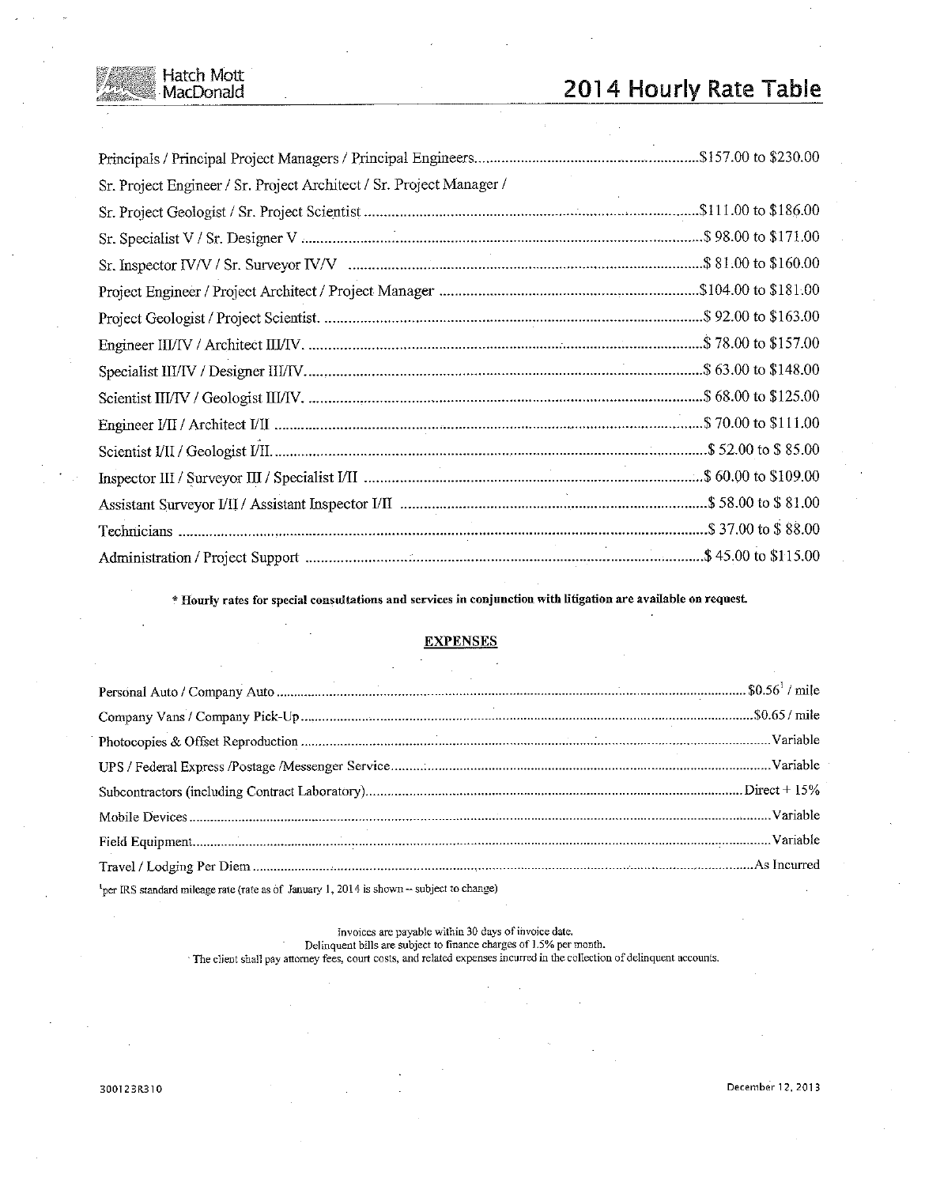Hatch Mott MacDonald

# 2014 Hourly Rate Table

| Position | Rate |
|---|---|
| Principals / Principal Project Managers / Principal Engineers | $157.00 to $230.00 |
| Sr. Project Engineer / Sr. Project Architect / Sr. Project Manager / Sr. Project Geologist / Sr. Project Scientist | $111.00 to $186.00 |
| Sr. Specialist V / Sr. Designer V | $ 98.00 to $171.00 |
| Sr. Inspector IV/V / Sr. Surveyor IV/V | $ 81.00 to $160.00 |
| Project Engineer / Project Architect / Project Manager | $104.00 to $181.00 |
| Project Geologist / Project Scientist. | $ 92.00 to $163.00 |
| Engineer III/IV / Architect III/IV. | $ 78.00 to $157.00 |
| Specialist III/IV / Designer III/IV. | $ 63.00 to $148.00 |
| Scientist III/IV / Geologist III/IV. | $ 68.00 to $125.00 |
| Engineer I/II / Architect I/II | $ 70.00 to $111.00 |
| Scientist I/II / Geologist I/II. | $ 52.00 to $ 85.00 |
| Inspector III / Surveyor III / Specialist I/II | $ 60.00 to $109.00 |
| Assistant Surveyor I/II / Assistant Inspector I/II | $ 58.00 to $ 81.00 |
| Technicians | $ 37.00 to $ 88.00 |
| Administration / Project Support | $ 45.00 to $115.00 |

**\* Hourly rates for special consultations and services in conjunction with litigation are available on request.**

## EXPENSES

| Expense | Rate |
|---|---|
| Personal Auto / Company Auto | $0.56[1] / mile |
| Company Vans / Company Pick-Up | $0.65 / mile |
| Photocopies & Offset Reproduction | Variable |
| UPS / Federal Express /Postage /Messenger Service | Variable |
| Subcontractors (including Contract Laboratory) | Direct + 15% |
| Mobile Devices | Variable |
| Field Equipment | Variable |
| Travel / Lodging Per Diem | As Incurred |

[1]per IRS standard mileage rate (rate as of January 1, 2014 is shown -- subject to change)

Invoices are payable within 30 days of invoice date.
Delinquent bills are subject to finance charges of 1.5% per month.
The client shall pay attorney fees, court costs, and related expenses incurred in the collection of delinquent accounts.

300123R310

December 12, 2013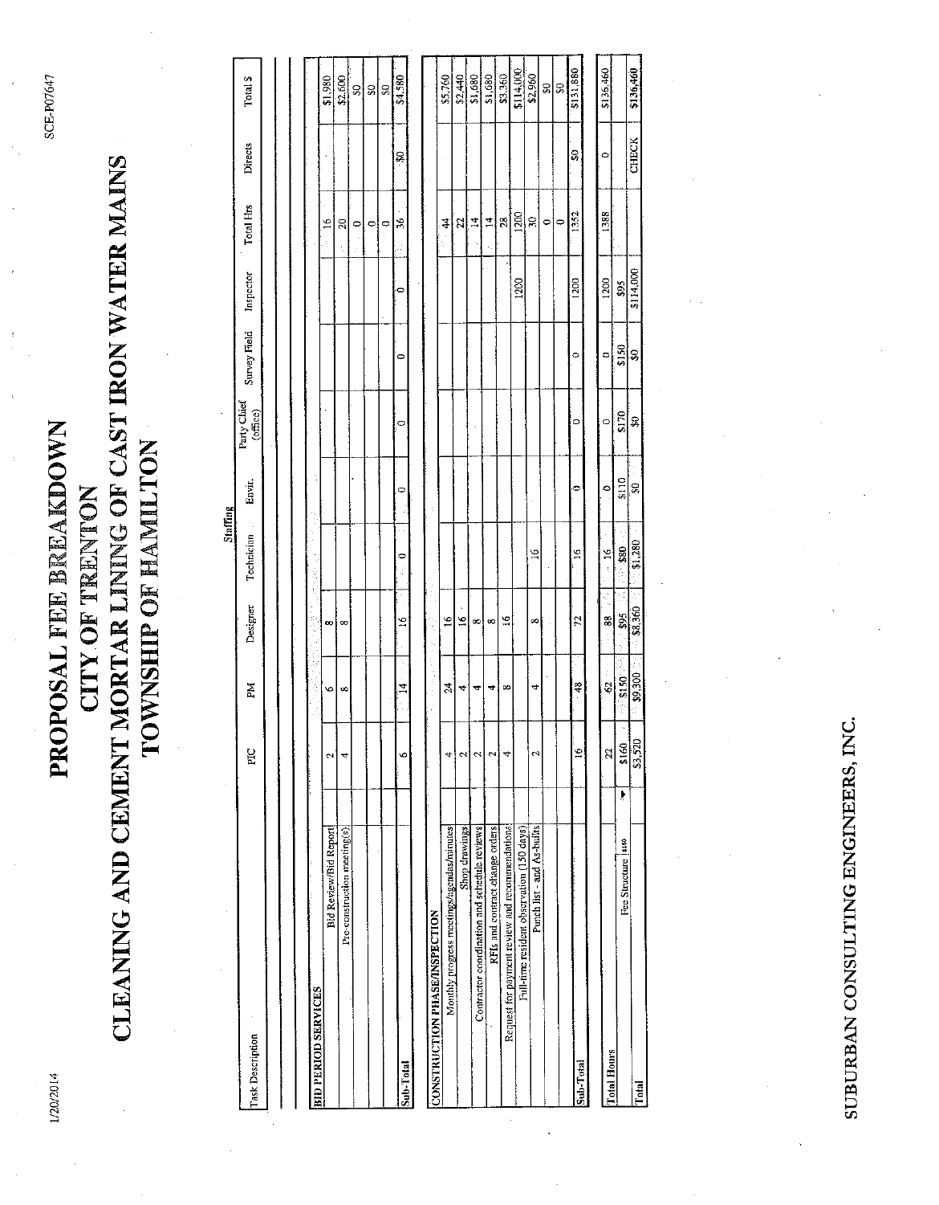# PROPOSAL FEE BREAKDOWN
# CITY OF TRENTON
# CLEANING AND CEMENT MORTAR LINING OF CAST IRON WATER MAINS
# TOWNSHIP OF HAMILTON

| Task Description | PIC | PM | Designer | Technician | Envir. | Party Chief (office) | Survey Field | Inspector | Total Hrs | Directs | Total $ |
|---|---|---|---|---|---|---|---|---|---|---|---|
| | | | | Staffing | | | | | | | |
| **BID PERIOD SERVICES** | | | | | | | | | | | |
| Bid Review/Bid Report | 2 | 6 | 8 | | | | | | 16 | | $1,980 |
| Pre-construction meeting(s) | 4 | 8 | 8 | | | | | | 20 | | $2,600 |
| | | | | | | | | | 0 | | $0 |
| | | | | | | | | | 0 | | $0 |
| | | | | | | | | | 0 | | $0 |
| **Sub-Total** | 6 | 14 | 16 | 0 | 0 | 0 | 0 | 0 | 36 | $0 | $4,580 |
| **CONSTRUCTION PHASE/INSPECTION** | | | | | | | | | | | |
| Monthly progress meetings/agendas/minutes | 4 | 24 | 16 | | | | | | 44 | | $5,760 |
| Shop drawings | 2 | 4 | 16 | | | | | | 22 | | $2,440 |
| Contractor coordination and schedule reviews | 2 | 4 | 8 | | | | | | 14 | | $1,680 |
| RFIs and contract change orders | 2 | 4 | 8 | | | | | | 14 | | $1,680 |
| Request for payment review and recommendations | 4 | 8 | 16 | | | | | | 28 | | $3,360 |
| Full-time resident observation (150 days) | | | | | | | | 1200 | 1200 | | $114,000 |
| Punch list - and As-builts | 2 | 4 | 8 | 16 | | | | | 30 | | $2,960 |
| | | | | | | | | | 0 | | $0 |
| | | | | | | | | | 0 | | $0 |
| **Sub-Total** | 16 | 48 | 72 | 16 | 0 | 0 | 0 | 1200 | 1352 | $0 | $131,880 |
| **Total Hours** | 22 | 62 | 88 | 16 | 0 | 0 | 0 | 1200 | 1388 | 0 | $136,460 |
| Fee Structure | $160 | $150 | $95 | $80 | $110 | $170 | $150 | $95 | | | |
| **Total** | $3,520 | $9,300 | $8,360 | $1,280 | $0 | $0 | $0 | $114,000 | | CHECK | $136,460 |

SUBURBAN CONSULTING ENGINEERS, INC.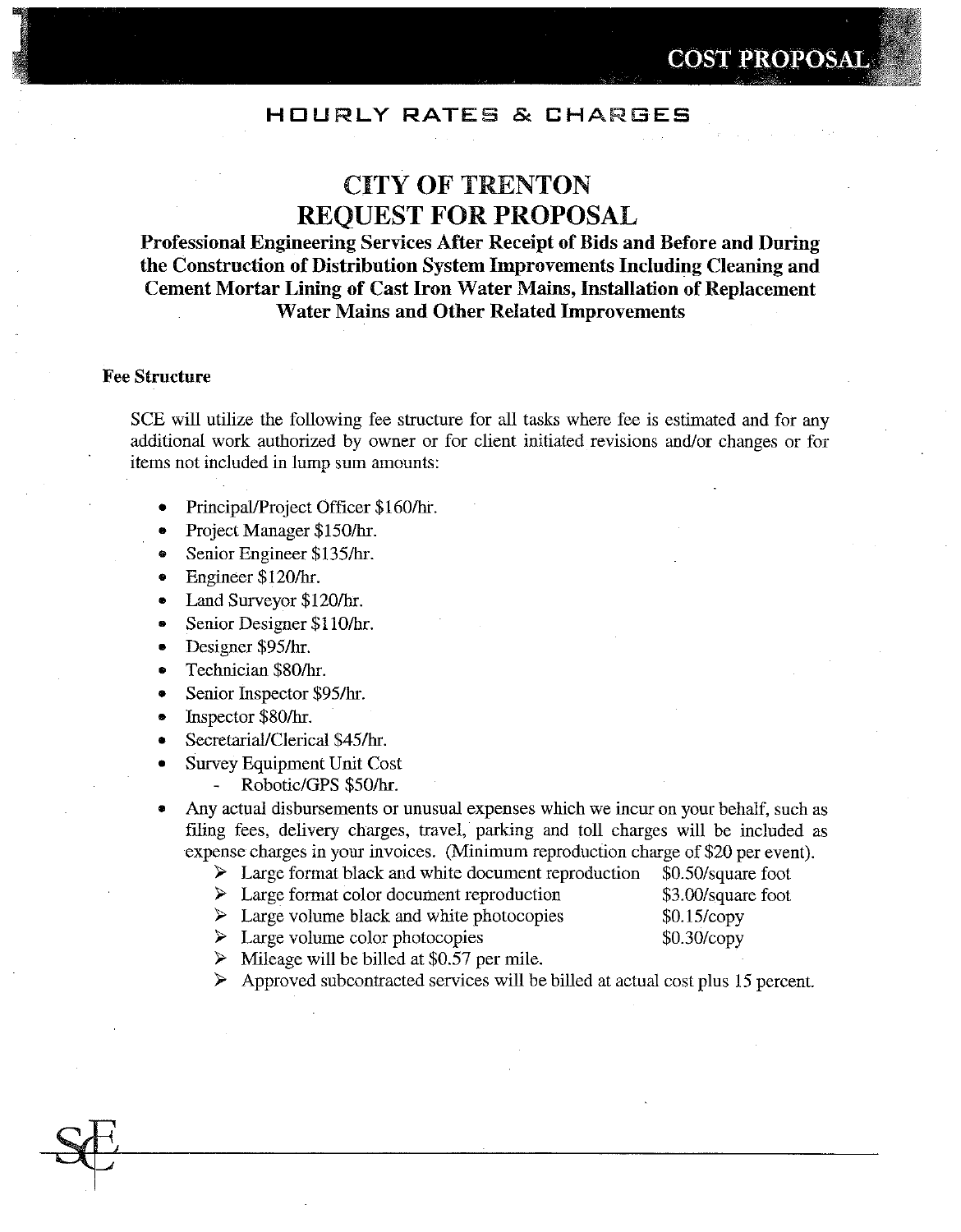# COST PROPOSAL

## HOURLY RATES & CHARGES

# CITY OF TRENTON
# REQUEST FOR PROPOSAL

**Professional Engineering Services After Receipt of Bids and Before and During the Construction of Distribution System Improvements Including Cleaning and Cement Mortar Lining of Cast Iron Water Mains, Installation of Replacement Water Mains and Other Related Improvements**

### Fee Structure

SCE will utilize the following fee structure for all tasks where fee is estimated and for any additional work authorized by owner or for client initiated revisions and/or changes or for items not included in lump sum amounts:

- Principal/Project Officer $160/hr.
- Project Manager $150/hr.
- Senior Engineer $135/hr.
- Engineer $120/hr.
- Land Surveyor $120/hr.
- Senior Designer $110/hr.
- Designer $95/hr.
- Technician $80/hr.
- Senior Inspector $95/hr.
- Inspector $80/hr.
- Secretarial/Clerical $45/hr.
- Survey Equipment Unit Cost
  - Robotic/GPS $50/hr.
- Any actual disbursements or unusual expenses which we incur on your behalf, such as filing fees, delivery charges, travel, parking and toll charges will be included as expense charges in your invoices. (Minimum reproduction charge of $20 per event).
  - Large format black and white document reproduction $0.50/square foot
  - Large format color document reproduction $3.00/square foot
  - Large volume black and white photocopies $0.15/copy
  - Large volume color photocopies $0.30/copy
  - Mileage will be billed at $0.57 per mile.
  - Approved subcontracted services will be billed at actual cost plus 15 percent.